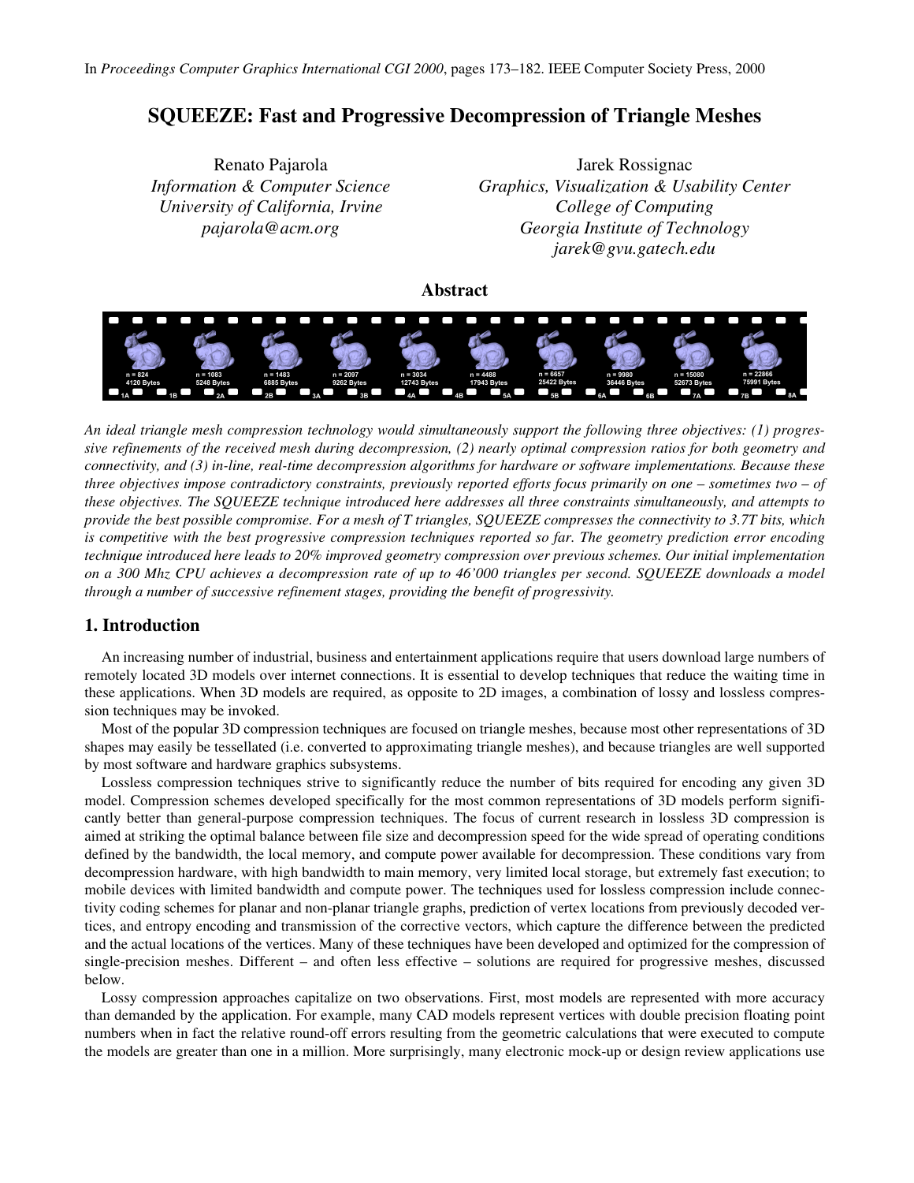In *Proceedings Computer Graphics International CGI 2000*, pages 173–182. IEEE Computer Society Press, 2000

# SQUEEZE: Fast and Progressive Decompression of Triangle Meshes

Renato Pajarola
*Information & Computer Science*
*University of California, Irvine*
*pajarola@acm.org*

Jarek Rossignac
*Graphics, Visualization & Usability Center*
*College of Computing*
*Georgia Institute of Technology*
*jarek@gvu.gatech.edu*

## Abstract

n = 824
4120 Bytes
1A
1B
n = 1083
5248 Bytes
2A
2B
n = 1483
6885 Bytes
3A
3B
n = 2097
9262 Bytes
4A
4B
n = 3034
12743 Bytes
5A
5B
n = 4488
17943 Bytes
6A
6B
n = 6657
25422 Bytes
7A
7B
n = 9980
36446 Bytes
8A
n = 15080
52673 Bytes
n = 22866
75991 Bytes

*An ideal triangle mesh compression technology would simultaneously support the following three objectives: (1) progressive refinements of the received mesh during decompression, (2) nearly optimal compression ratios for both geometry and connectivity, and (3) in-line, real-time decompression algorithms for hardware or software implementations. Because these three objectives impose contradictory constraints, previously reported efforts focus primarily on one – sometimes two – of these objectives. The SQUEEZE technique introduced here addresses all three constraints simultaneously, and attempts to provide the best possible compromise. For a mesh of T triangles, SQUEEZE compresses the connectivity to 3.7T bits, which is competitive with the best progressive compression techniques reported so far. The geometry prediction error encoding technique introduced here leads to 20% improved geometry compression over previous schemes. Our initial implementation on a 300 Mhz CPU achieves a decompression rate of up to 46'000 triangles per second. SQUEEZE downloads a model through a number of successive refinement stages, providing the benefit of progressivity.*

## 1. Introduction

An increasing number of industrial, business and entertainment applications require that users download large numbers of remotely located 3D models over internet connections. It is essential to develop techniques that reduce the waiting time in these applications. When 3D models are required, as opposite to 2D images, a combination of lossy and lossless compression techniques may be invoked.

Most of the popular 3D compression techniques are focused on triangle meshes, because most other representations of 3D shapes may easily be tessellated (i.e. converted to approximating triangle meshes), and because triangles are well supported by most software and hardware graphics subsystems.

Lossless compression techniques strive to significantly reduce the number of bits required for encoding any given 3D model. Compression schemes developed specifically for the most common representations of 3D models perform significantly better than general-purpose compression techniques. The focus of current research in lossless 3D compression is aimed at striking the optimal balance between file size and decompression speed for the wide spread of operating conditions defined by the bandwidth, the local memory, and compute power available for decompression. These conditions vary from decompression hardware, with high bandwidth to main memory, very limited local storage, but extremely fast execution; to mobile devices with limited bandwidth and compute power. The techniques used for lossless compression include connectivity coding schemes for planar and non-planar triangle graphs, prediction of vertex locations from previously decoded vertices, and entropy encoding and transmission of the corrective vectors, which capture the difference between the predicted and the actual locations of the vertices. Many of these techniques have been developed and optimized for the compression of single-precision meshes. Different – and often less effective – solutions are required for progressive meshes, discussed below.

Lossy compression approaches capitalize on two observations. First, most models are represented with more accuracy than demanded by the application. For example, many CAD models represent vertices with double precision floating point numbers when in fact the relative round-off errors resulting from the geometric calculations that were executed to compute the models are greater than one in a million. More surprisingly, many electronic mock-up or design review applications use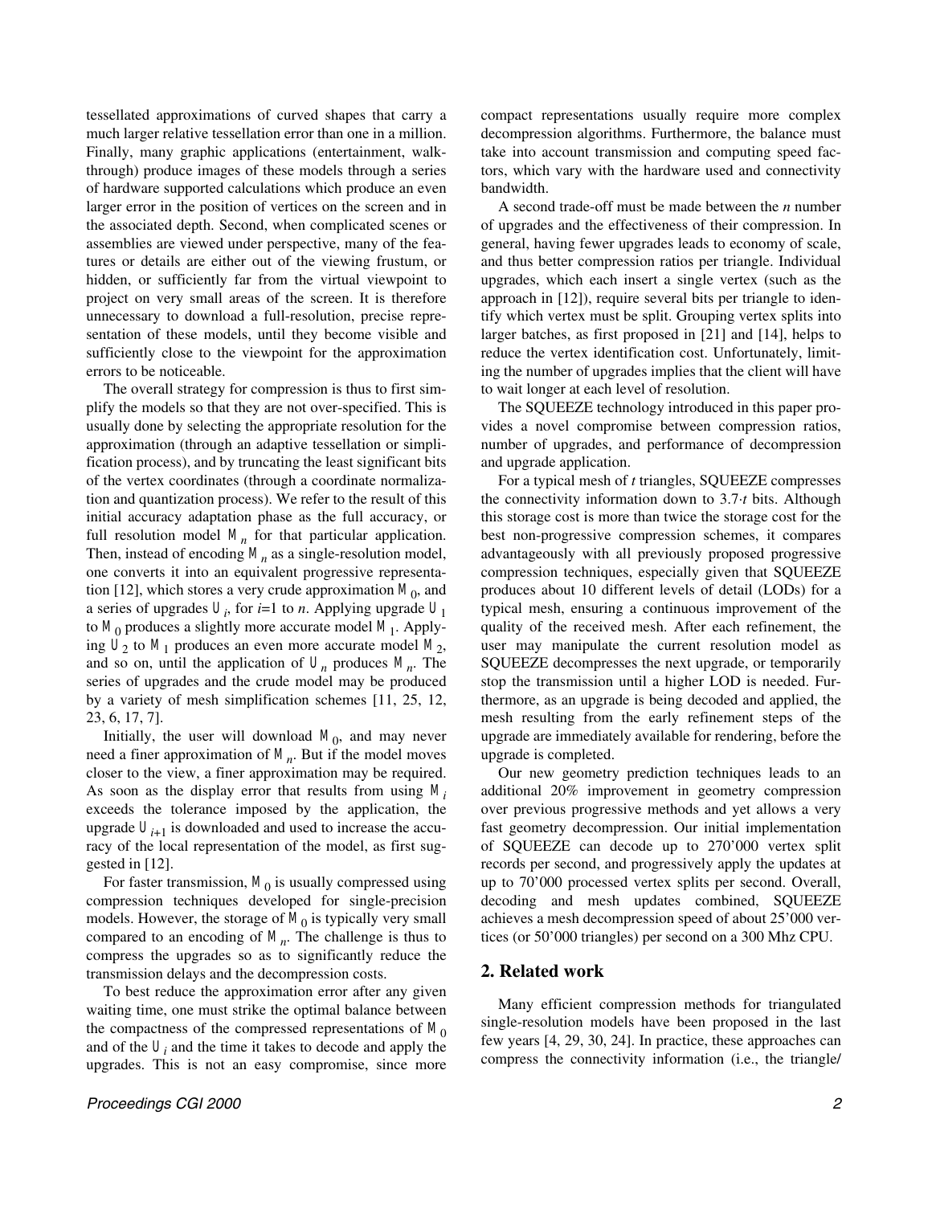tessellated approximations of curved shapes that carry a much larger relative tessellation error than one in a million. Finally, many graphic applications (entertainment, walkthrough) produce images of these models through a series of hardware supported calculations which produce an even larger error in the position of vertices on the screen and in the associated depth. Second, when complicated scenes or assemblies are viewed under perspective, many of the features or details are either out of the viewing frustum, or hidden, or sufficiently far from the virtual viewpoint to project on very small areas of the screen. It is therefore unnecessary to download a full-resolution, precise representation of these models, until they become visible and sufficiently close to the viewpoint for the approximation errors to be noticeable.

The overall strategy for compression is thus to first simplify the models so that they are not over-specified. This is usually done by selecting the appropriate resolution for the approximation (through an adaptive tessellation or simplification process), and by truncating the least significant bits of the vertex coordinates (through a coordinate normalization and quantization process). We refer to the result of this initial accuracy adaptation phase as the full accuracy, or full resolution model $M_n$ for that particular application. Then, instead of encoding $M_n$ as a single-resolution model, one converts it into an equivalent progressive representation [12], which stores a very crude approximation $M_0$, and a series of upgrades $U_i$, for $i$=1 to $n$. Applying upgrade $U_1$ to $M_0$ produces a slightly more accurate model $M_1$. Applying $U_2$ to $M_1$ produces an even more accurate model $M_2$, and so on, until the application of $U_n$ produces $M_n$. The series of upgrades and the crude model may be produced by a variety of mesh simplification schemes [11, 25, 12, 23, 6, 17, 7].

Initially, the user will download $M_0$, and may never need a finer approximation of $M_n$. But if the model moves closer to the view, a finer approximation may be required. As soon as the display error that results from using $M_i$ exceeds the tolerance imposed by the application, the upgrade $U_{i+1}$ is downloaded and used to increase the accuracy of the local representation of the model, as first suggested in [12].

For faster transmission, $M_0$ is usually compressed using compression techniques developed for single-precision models. However, the storage of $M_0$ is typically very small compared to an encoding of $M_n$. The challenge is thus to compress the upgrades so as to significantly reduce the transmission delays and the decompression costs.

To best reduce the approximation error after any given waiting time, one must strike the optimal balance between the compactness of the compressed representations of $M_0$ and of the $U_i$ and the time it takes to decode and apply the upgrades. This is not an easy compromise, since more compact representations usually require more complex decompression algorithms. Furthermore, the balance must take into account transmission and computing speed factors, which vary with the hardware used and connectivity bandwidth.

A second trade-off must be made between the $n$ number of upgrades and the effectiveness of their compression. In general, having fewer upgrades leads to economy of scale, and thus better compression ratios per triangle. Individual upgrades, which each insert a single vertex (such as the approach in [12]), require several bits per triangle to identify which vertex must be split. Grouping vertex splits into larger batches, as first proposed in [21] and [14], helps to reduce the vertex identification cost. Unfortunately, limiting the number of upgrades implies that the client will have to wait longer at each level of resolution.

The SQUEEZE technology introduced in this paper provides a novel compromise between compression ratios, number of upgrades, and performance of decompression and upgrade application.

For a typical mesh of $t$ triangles, SQUEEZE compresses the connectivity information down to $3.7 \cdot t$ bits. Although this storage cost is more than twice the storage cost for the best non-progressive compression schemes, it compares advantageously with all previously proposed progressive compression techniques, especially given that SQUEEZE produces about 10 different levels of detail (LODs) for a typical mesh, ensuring a continuous improvement of the quality of the received mesh. After each refinement, the user may manipulate the current resolution model as SQUEEZE decompresses the next upgrade, or temporarily stop the transmission until a higher LOD is needed. Furthermore, as an upgrade is being decoded and applied, the mesh resulting from the early refinement steps of the upgrade are immediately available for rendering, before the upgrade is completed.

Our new geometry prediction techniques leads to an additional 20% improvement in geometry compression over previous progressive methods and yet allows a very fast geometry decompression. Our initial implementation of SQUEEZE can decode up to 270'000 vertex split records per second, and progressively apply the updates at up to 70'000 processed vertex splits per second. Overall, decoding and mesh updates combined, SQUEEZE achieves a mesh decompression speed of about 25'000 vertices (or 50'000 triangles) per second on a 300 Mhz CPU.

## 2. Related work

Many efficient compression methods for triangulated single-resolution models have been proposed in the last few years [4, 29, 30, 24]. In practice, these approaches can compress the connectivity information (i.e., the triangle/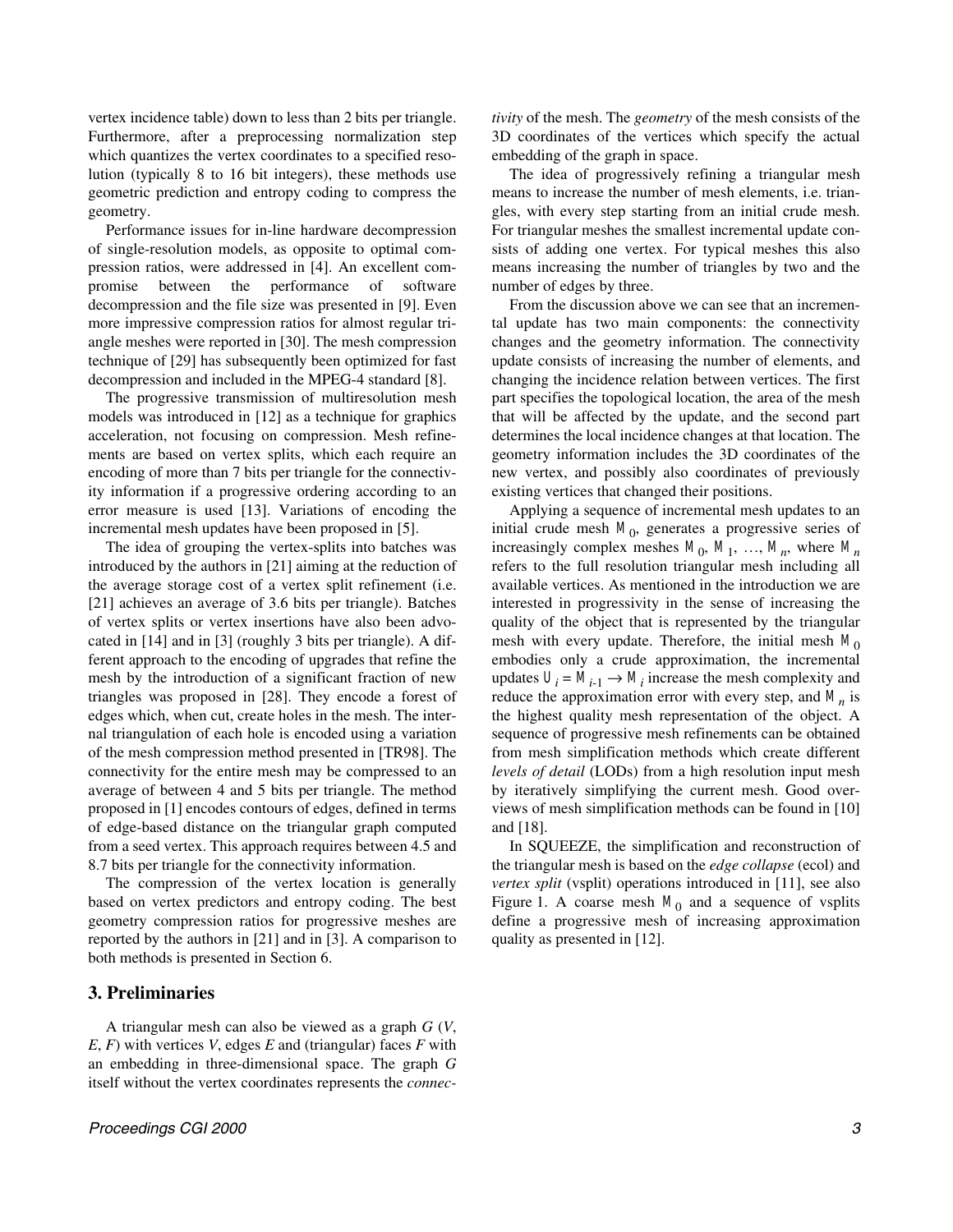vertex incidence table) down to less than 2 bits per triangle. Furthermore, after a preprocessing normalization step which quantizes the vertex coordinates to a specified resolution (typically 8 to 16 bit integers), these methods use geometric prediction and entropy coding to compress the geometry.

Performance issues for in-line hardware decompression of single-resolution models, as opposite to optimal compression ratios, were addressed in [4]. An excellent compromise between the performance of software decompression and the file size was presented in [9]. Even more impressive compression ratios for almost regular triangle meshes were reported in [30]. The mesh compression technique of [29] has subsequently been optimized for fast decompression and included in the MPEG-4 standard [8].

The progressive transmission of multiresolution mesh models was introduced in [12] as a technique for graphics acceleration, not focusing on compression. Mesh refinements are based on vertex splits, which each require an encoding of more than 7 bits per triangle for the connectivity information if a progressive ordering according to an error measure is used [13]. Variations of encoding the incremental mesh updates have been proposed in [5].

The idea of grouping the vertex-splits into batches was introduced by the authors in [21] aiming at the reduction of the average storage cost of a vertex split refinement (i.e. [21] achieves an average of 3.6 bits per triangle). Batches of vertex splits or vertex insertions have also been advocated in [14] and in [3] (roughly 3 bits per triangle). A different approach to the encoding of upgrades that refine the mesh by the introduction of a significant fraction of new triangles was proposed in [28]. They encode a forest of edges which, when cut, create holes in the mesh. The internal triangulation of each hole is encoded using a variation of the mesh compression method presented in [TR98]. The connectivity for the entire mesh may be compressed to an average of between 4 and 5 bits per triangle. The method proposed in [1] encodes contours of edges, defined in terms of edge-based distance on the triangular graph computed from a seed vertex. This approach requires between 4.5 and 8.7 bits per triangle for the connectivity information.

The compression of the vertex location is generally based on vertex predictors and entropy coding. The best geometry compression ratios for progressive meshes are reported by the authors in [21] and in [3]. A comparison to both methods is presented in Section 6.

## 3. Preliminaries

A triangular mesh can also be viewed as a graph $G$ ($V$, $E$, $F$) with vertices $V$, edges $E$ and (triangular) faces $F$ with an embedding in three-dimensional space. The graph $G$ itself without the vertex coordinates represents the *connectivity* of the mesh. The *geometry* of the mesh consists of the 3D coordinates of the vertices which specify the actual embedding of the graph in space.

The idea of progressively refining a triangular mesh means to increase the number of mesh elements, i.e. triangles, with every step starting from an initial crude mesh. For triangular meshes the smallest incremental update consists of adding one vertex. For typical meshes this also means increasing the number of triangles by two and the number of edges by three.

From the discussion above we can see that an incremental update has two main components: the connectivity changes and the geometry information. The connectivity update consists of increasing the number of elements, and changing the incidence relation between vertices. The first part specifies the topological location, the area of the mesh that will be affected by the update, and the second part determines the local incidence changes at that location. The geometry information includes the 3D coordinates of the new vertex, and possibly also coordinates of previously existing vertices that changed their positions.

Applying a sequence of incremental mesh updates to an initial crude mesh $M_0$, generates a progressive series of increasingly complex meshes $M_0, M_1, \ldots, M_n$, where $M_n$ refers to the full resolution triangular mesh including all available vertices. As mentioned in the introduction we are interested in progressivity in the sense of increasing the quality of the object that is represented by the triangular mesh with every update. Therefore, the initial mesh $M_0$ embodies only a crude approximation, the incremental updates $U_i = M_{i-1} \rightarrow M_i$ increase the mesh complexity and reduce the approximation error with every step, and $M_n$ is the highest quality mesh representation of the object. A sequence of progressive mesh refinements can be obtained from mesh simplification methods which create different *levels of detail* (LODs) from a high resolution input mesh by iteratively simplifying the current mesh. Good overviews of mesh simplification methods can be found in [10] and [18].

In SQUEEZE, the simplification and reconstruction of the triangular mesh is based on the *edge collapse* (ecol) and *vertex split* (vsplit) operations introduced in [11], see also Figure 1. A coarse mesh $M_0$ and a sequence of vsplits define a progressive mesh of increasing approximation quality as presented in [12].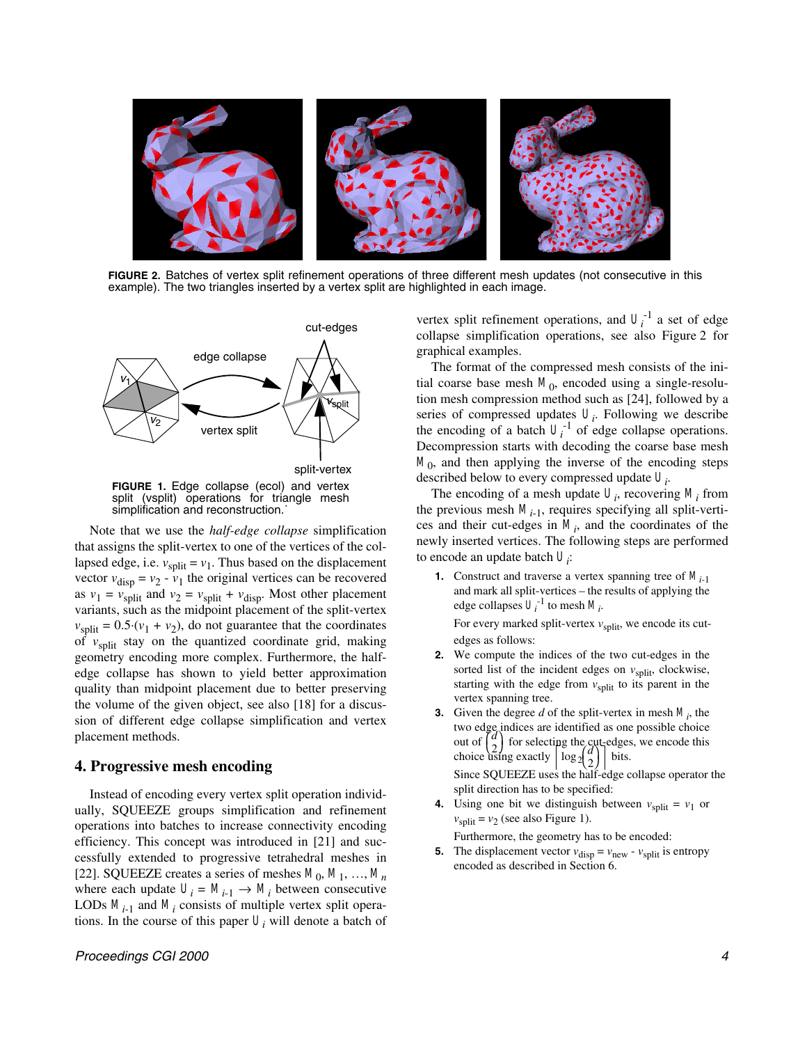FIGURE 2. Batches of vertex split refinement operations of three different mesh updates (not consecutive in this example). The two triangles inserted by a vertex split are highlighted in each image.

FIGURE 1. Edge collapse (ecol) and vertex split (vsplit) operations for triangle mesh simplification and reconstruction.

Note that we use the *half-edge collapse* simplification that assigns the split-vertex to one of the vertices of the collapsed edge, i.e. $v_{split} = v_1$. Thus based on the displacement vector $v_{disp} = v_2 - v_1$ the original vertices can be recovered as $v_1 = v_{split}$ and $v_2 = v_{split} + v_{disp}$. Most other placement variants, such as the midpoint placement of the split-vertex $v_{split} = 0.5 \cdot (v_1 + v_2)$, do not guarantee that the coordinates of $v_{split}$ stay on the quantized coordinate grid, making geometry encoding more complex. Furthermore, the half-edge collapse has shown to yield better approximation quality than midpoint placement due to better preserving the volume of the given object, see also [18] for a discussion of different edge collapse simplification and vertex placement methods.

## 4. Progressive mesh encoding

Instead of encoding every vertex split operation individually, SQUEEZE groups simplification and refinement operations into batches to increase connectivity encoding efficiency. This concept was introduced in [21] and successfully extended to progressive tetrahedral meshes in [22]. SQUEEZE creates a series of meshes $M_0, M_1, \ldots, M_n$ where each update $U_i = M_{i-1} \rightarrow M_i$ between consecutive LODs $M_{i-1}$ and $M_i$ consists of multiple vertex split operations. In the course of this paper $U_i$ will denote a batch of vertex split refinement operations, and $U_i^{-1}$ a set of edge collapse simplification operations, see also Figure 2 for graphical examples.

The format of the compressed mesh consists of the initial coarse base mesh $M_0$, encoded using a single-resolution mesh compression method such as [24], followed by a series of compressed updates $U_i$. Following we describe the encoding of a batch $U_i^{-1}$ of edge collapse operations. Decompression starts with decoding the coarse base mesh $M_0$, and then applying the inverse of the encoding steps described below to every compressed update $U_i$.

The encoding of a mesh update $U_i$, recovering $M_i$ from the previous mesh $M_{i-1}$, requires specifying all split-vertices and their cut-edges in $M_i$, and the coordinates of the newly inserted vertices. The following steps are performed to encode an update batch $U_i$:

1. Construct and traverse a vertex spanning tree of $M_{i-1}$ and mark all split-vertices – the results of applying the edge collapses $U_i^{-1}$ to mesh $M_i$.

   For every marked split-vertex $v_{split}$, we encode its cut-edges as follows:

2. We compute the indices of the two cut-edges in the sorted list of the incident edges on $v_{split}$, clockwise, starting with the edge from $v_{split}$ to its parent in the vertex spanning tree.
3. Given the degree $d$ of the split-vertex in mesh $M_i$, the two edge indices are identified as one possible choice out of $\binom{d}{2}$ for selecting the cut-edges, we encode this choice using exactly $\left\lceil \log_2 \binom{d}{2} \right\rceil$ bits.

   Since SQUEEZE uses the half-edge collapse operator the split direction has to be specified:

4. Using one bit we distinguish between $v_{split} = v_1$ or $v_{split} = v_2$ (see also Figure 1).

   Furthermore, the geometry has to be encoded:

5. The displacement vector $v_{disp} = v_{new} - v_{split}$ is entropy encoded as described in Section 6.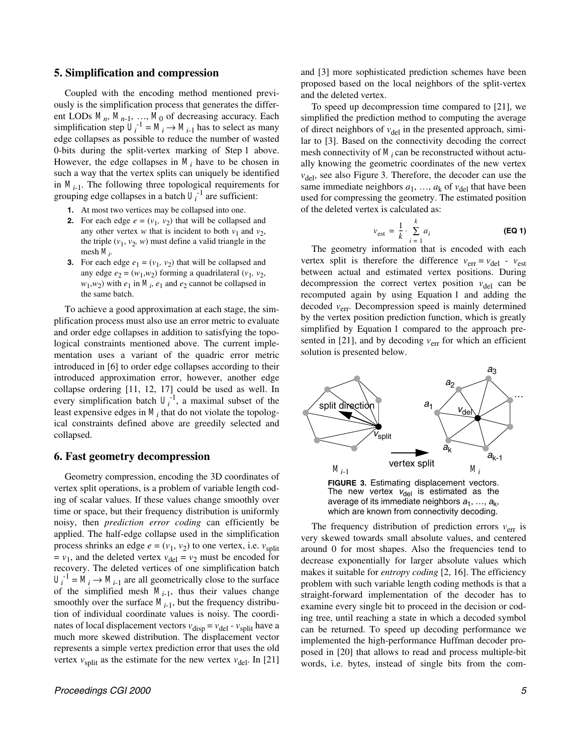## 5. Simplification and compression

Coupled with the encoding method mentioned previously is the simplification process that generates the different LODs $M_n$, $M_{n-1}$, …, $M_0$ of decreasing accuracy. Each simplification step $U_i^{-1} = M_i \rightarrow M_{i-1}$ has to select as many edge collapses as possible to reduce the number of wasted 0-bits during the split-vertex marking of Step 1 above. However, the edge collapses in $M_i$ have to be chosen in such a way that the vertex splits can uniquely be identified in $M_{i-1}$. The following three topological requirements for grouping edge collapses in a batch $U_i^{-1}$ are sufficient:

1. At most two vertices may be collapsed into one.
2. For each edge $e = (v_1, v_2)$ that will be collapsed and any other vertex $w$ that is incident to both $v_1$ and $v_2$, the triple $(v_1, v_2, w)$ must define a valid triangle in the mesh $M_i$.
3. For each edge $e_1 = (v_1, v_2)$ that will be collapsed and any edge $e_2 = (w_1, w_2)$ forming a quadrilateral $(v_1, v_2, w_1, w_2)$ with $e_1$ in $M_i$, $e_1$ and $e_2$ cannot be collapsed in the same batch.

To achieve a good approximation at each stage, the simplification process must also use an error metric to evaluate and order edge collapses in addition to satisfying the topological constraints mentioned above. The current implementation uses a variant of the quadric error metric introduced in [6] to order edge collapses according to their introduced approximation error, however, another edge collapse ordering [11, 12, 17] could be used as well. In every simplification batch $U_i^{-1}$, a maximal subset of the least expensive edges in $M_i$ that do not violate the topological constraints defined above are greedily selected and collapsed.

## 6. Fast geometry decompression

Geometry compression, encoding the 3D coordinates of vertex split operations, is a problem of variable length coding of scalar values. If these values change smoothly over time or space, but their frequency distribution is uniformly noisy, then *prediction error coding* can efficiently be applied. The half-edge collapse used in the simplification process shrinks an edge $e = (v_1, v_2)$ to one vertex, i.e. $v_{split} = v_1$, and the deleted vertex $v_{del} = v_2$ must be encoded for recovery. The deleted vertices of one simplification batch $U_i^{-1} = M_i \rightarrow M_{i-1}$ are all geometrically close to the surface of the simplified mesh $M_{i-1}$, thus their values change smoothly over the surface $M_{i-1}$, but the frequency distribution of individual coordinate values is noisy. The coordinates of local displacement vectors $v_{disp} = v_{del} - v_{split}$ have a much more skewed distribution. The displacement vector represents a simple vertex prediction error that uses the old vertex $v_{split}$ as the estimate for the new vertex $v_{del}$. In [21] and [3] more sophisticated prediction schemes have been proposed based on the local neighbors of the split-vertex and the deleted vertex.

To speed up decompression time compared to [21], we simplified the prediction method to computing the average of direct neighbors of $v_{del}$ in the presented approach, similar to [3]. Based on the connectivity decoding the correct mesh connectivity of $M_i$ can be reconstructed without actually knowing the geometric coordinates of the new vertex $v_{del}$, see also Figure 3. Therefore, the decoder can use the same immediate neighbors $a_1, …, a_k$ of $v_{del}$ that have been used for compressing the geometry. The estimated position of the deleted vertex is calculated as:

$$v_{est} = \frac{1}{k} \cdot \sum_{i=1}^{k} a_i \qquad \textbf{(EQ 1)}$$

The geometry information that is encoded with each vertex split is therefore the difference $v_{err} = v_{del} - v_{est}$ between actual and estimated vertex positions. During decompression the correct vertex position $v_{del}$ can be recomputed again by using Equation 1 and adding the decoded $v_{err}$. Decompression speed is mainly determined by the vertex position prediction function, which is greatly simplified by Equation 1 compared to the approach presented in [21], and by decoding $v_{err}$ for which an efficient solution is presented below.

split direction

$v_{split}$

$M_{i-1}$

vertex split

$a_1$ $a_2$ $a_3$ … $v_{del}$ $a_k$ $a_{k-1}$

$M_i$

**FIGURE 3.** Estimating displacement vectors. The new vertex $v_{del}$ is estimated as the average of its immediate neighbors $a_1, …, a_k$, which are known from connectivity decoding.

The frequency distribution of prediction errors $v_{err}$ is very skewed towards small absolute values, and centered 0 for most shapes. Also the frequencies tend to decrease exponentially for larger absolute values which makes it suitable for *entropy coding* [2, 16]. The efficiency problem with such variable length coding methods is that a straight-forward implementation of the decoder has to examine every single bit to proceed in the decision or coding tree, until reaching a state in which a decoded symbol can be returned. To speed up decoding performance we implemented the high-performance Huffman decoder proposed in [20] that allows to read and process multiple-bit words, i.e. bytes, instead of single bits from the com-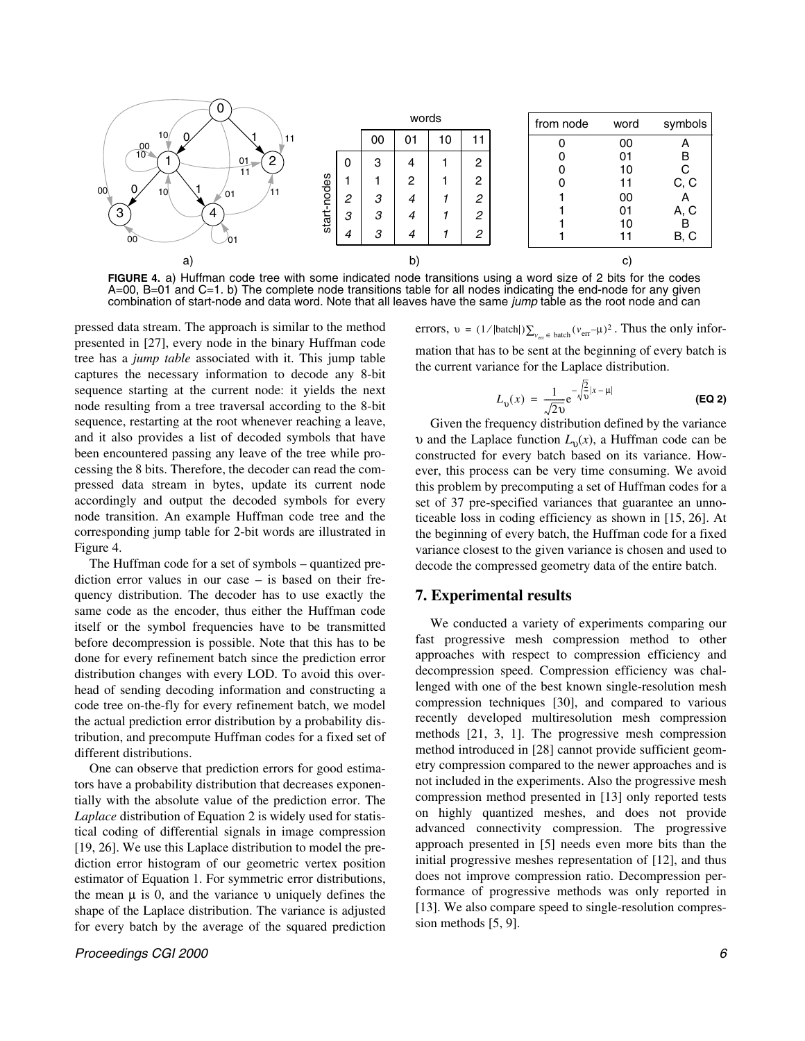a)

words

| | | 00 | 01 | 10 | 11 |
|---|---|---|---|---|---|
| start-nodes | 0 | 3 | 4 | 1 | 2 |
| | 1 | 1 | 2 | 1 | 2 |
| | *2* | *3* | *4* | *1* | *2* |
| | *3* | *3* | *4* | *1* | *2* |
| | *4* | *3* | *4* | *1* | *2* |

b)

| from node | word | symbols |
|---|---|---|
| 0 | 00 | A |
| 0 | 01 | B |
| 0 | 10 | C |
| 0 | 11 | C, C |
| 1 | 00 | A |
| 1 | 01 | A, C |
| 1 | 10 | B |
| 1 | 11 | B, C |

c)

**FIGURE 4.** a) Huffman code tree with some indicated node transitions using a word size of 2 bits for the codes A=00, B=01 and C=1. b) The complete node transitions table for all nodes indicating the end-node for any given combination of start-node and data word. Note that all leaves have the same *jump* table as the root node and can

pressed data stream. The approach is similar to the method presented in [27], every node in the binary Huffman code tree has a *jump table* associated with it. This jump table captures the necessary information to decode any 8-bit sequence starting at the current node: it yields the next node resulting from a tree traversal according to the 8-bit sequence, restarting at the root whenever reaching a leave, and it also provides a list of decoded symbols that have been encountered passing any leave of the tree while processing the 8 bits. Therefore, the decoder can read the compressed data stream in bytes, update its current node accordingly and output the decoded symbols for every node transition. An example Huffman code tree and the corresponding jump table for 2-bit words are illustrated in Figure 4.

The Huffman code for a set of symbols – quantized prediction error values in our case – is based on their frequency distribution. The decoder has to use exactly the same code as the encoder, thus either the Huffman code itself or the symbol frequencies have to be transmitted before decompression is possible. Note that this has to be done for every refinement batch since the prediction error distribution changes with every LOD. To avoid this overhead of sending decoding information and constructing a code tree on-the-fly for every refinement batch, we model the actual prediction error distribution by a probability distribution, and precompute Huffman codes for a fixed set of different distributions.

One can observe that prediction errors for good estimators have a probability distribution that decreases exponentially with the absolute value of the prediction error. The *Laplace* distribution of Equation 2 is widely used for statistical coding of differential signals in image compression [19, 26]. We use this Laplace distribution to model the prediction error histogram of our geometric vertex position estimator of Equation 1. For symmetric error distributions, the mean $\mu$ is 0, and the variance $\upsilon$ uniquely defines the shape of the Laplace distribution. The variance is adjusted for every batch by the average of the squared prediction errors, $\upsilon = (1/|\text{batch}|)\sum_{v_{err} \in \text{batch}}(v_{err} - \mu)^2$. Thus the only information that has to be sent at the beginning of every batch is the current variance for the Laplace distribution.

$$L_{\upsilon}(x) = \frac{1}{\sqrt{2\upsilon}} e^{-\sqrt{\frac{2}{\upsilon}}|x-\mu|} \qquad \textbf{(EQ 2)}$$

Given the frequency distribution defined by the variance $\upsilon$ and the Laplace function $L_{\upsilon}(x)$, a Huffman code can be constructed for every batch based on its variance. However, this process can be very time consuming. We avoid this problem by precomputing a set of Huffman codes for a set of 37 pre-specified variances that guarantee an unnoticeable loss in coding efficiency as shown in [15, 26]. At the beginning of every batch, the Huffman code for a fixed variance closest to the given variance is chosen and used to decode the compressed geometry data of the entire batch.

## 7. Experimental results

We conducted a variety of experiments comparing our fast progressive mesh compression method to other approaches with respect to compression efficiency and decompression speed. Compression efficiency was challenged with one of the best known single-resolution mesh compression techniques [30], and compared to various recently developed multiresolution mesh compression methods [21, 3, 1]. The progressive mesh compression method introduced in [28] cannot provide sufficient geometry compression compared to the newer approaches and is not included in the experiments. Also the progressive mesh compression method presented in [13] only reported tests on highly quantized meshes, and does not provide advanced connectivity compression. The progressive approach presented in [5] needs even more bits than the initial progressive meshes representation of [12], and thus does not improve compression ratio. Decompression performance of progressive methods was only reported in [13]. We also compare speed to single-resolution compression methods [5, 9].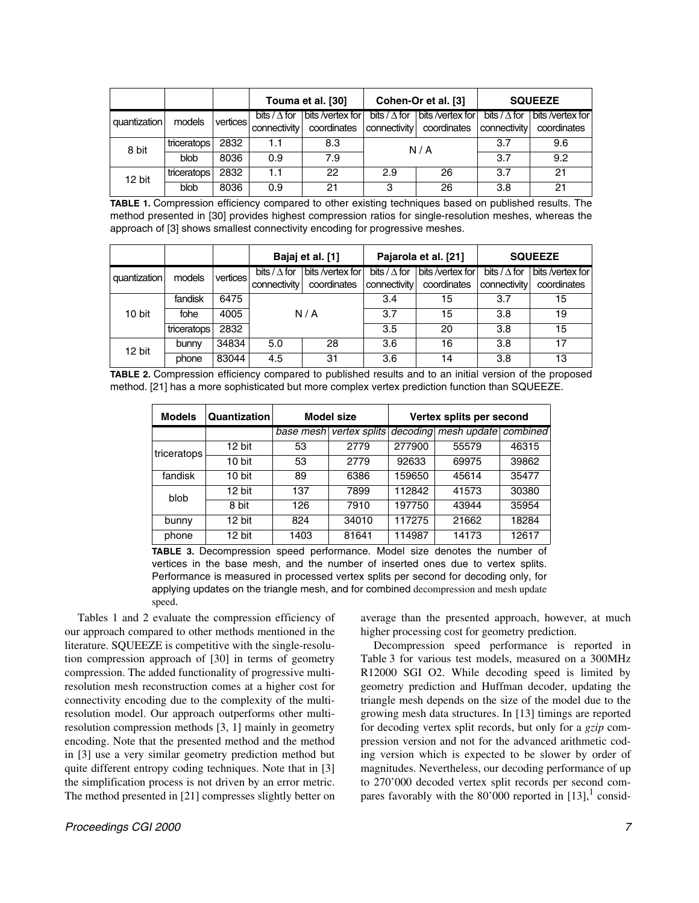| | | | Touma et al. [30] | | Cohen-Or et al. [3] | | SQUEEZE | |
|---|---|---|---|---|---|---|---|---|
| quantization | models | vertices | bits / Δ for connectivity | bits /vertex for coordinates | bits / Δ for connectivity | bits /vertex for coordinates | bits / Δ for connectivity | bits /vertex for coordinates |
| 8 bit | triceratops | 2832 | 1.1 | 8.3 | N / A | | 3.7 | 9.6 |
| | blob | 8036 | 0.9 | 7.9 | | | 3.7 | 9.2 |
| 12 bit | triceratops | 2832 | 1.1 | 22 | 2.9 | 26 | 3.7 | 21 |
| | blob | 8036 | 0.9 | 21 | 3 | 26 | 3.8 | 21 |

**TABLE 1.** Compression efficiency compared to other existing techniques based on published results. The method presented in [30] provides highest compression ratios for single-resolution meshes, whereas the approach of [3] shows smallest connectivity encoding for progressive meshes.

| | | | Bajaj et al. [1] | | Pajarola et al. [21] | | SQUEEZE | |
|---|---|---|---|---|---|---|---|---|
| quantization | models | vertices | bits / Δ for connectivity | bits /vertex for coordinates | bits / Δ for connectivity | bits /vertex for coordinates | bits / Δ for connectivity | bits /vertex for coordinates |
| 10 bit | fandisk | 6475 | N / A | | 3.4 | 15 | 3.7 | 15 |
| | fohe | 4005 | | | 3.7 | 15 | 3.8 | 19 |
| | triceratops | 2832 | | | 3.5 | 20 | 3.8 | 15 |
| 12 bit | bunny | 34834 | 5.0 | 28 | 3.6 | 16 | 3.8 | 17 |
| | phone | 83044 | 4.5 | 31 | 3.6 | 14 | 3.8 | 13 |

**TABLE 2.** Compression efficiency compared to published results and to an initial version of the proposed method. [21] has a more sophisticated but more complex vertex prediction function than SQUEEZE.

| Models | Quantization | Model size | | Vertex splits per second | | |
|---|---|---|---|---|---|---|
| | | *base mesh* | *vertex splits* | *decoding* | *mesh update* | *combined* |
| triceratops | 12 bit | 53 | 2779 | 277900 | 55579 | 46315 |
| | 10 bit | 53 | 2779 | 92633 | 69975 | 39862 |
| fandisk | 10 bit | 89 | 6386 | 159650 | 45614 | 35477 |
| blob | 12 bit | 137 | 7899 | 112842 | 41573 | 30380 |
| | 8 bit | 126 | 7910 | 197750 | 43944 | 35954 |
| bunny | 12 bit | 824 | 34010 | 117275 | 21662 | 18284 |
| phone | 12 bit | 1403 | 81641 | 114987 | 14173 | 12617 |

**TABLE 3.** Decompression speed performance. Model size denotes the number of vertices in the base mesh, and the number of inserted ones due to vertex splits. Performance is measured in processed vertex splits per second for decoding only, for applying updates on the triangle mesh, and for combined decompression and mesh update speed.

Tables 1 and 2 evaluate the compression efficiency of our approach compared to other methods mentioned in the literature. SQUEEZE is competitive with the single-resolution compression approach of [30] in terms of geometry compression. The added functionality of progressive multi-resolution mesh reconstruction comes at a higher cost for connectivity encoding due to the complexity of the multi-resolution model. Our approach outperforms other multi-resolution compression methods [3, 1] mainly in geometry encoding. Note that the presented method and the method in [3] use a very similar geometry prediction method but quite different entropy coding techniques. Note that in [3] the simplification process is not driven by an error metric. The method presented in [21] compresses slightly better on average than the presented approach, however, at much higher processing cost for geometry prediction.

Decompression speed performance is reported in Table 3 for various test models, measured on a 300MHz R12000 SGI O2. While decoding speed is limited by geometry prediction and Huffman decoder, updating the triangle mesh depends on the size of the model due to the growing mesh data structures. In [13] timings are reported for decoding vertex split records, but only for a *gzip* compression version and not for the advanced arithmetic coding version which is expected to be slower by order of magnitudes. Nevertheless, our decoding performance of up to 270'000 decoded vertex split records per second compares favorably with the 80'000 reported in [13],[1] consid-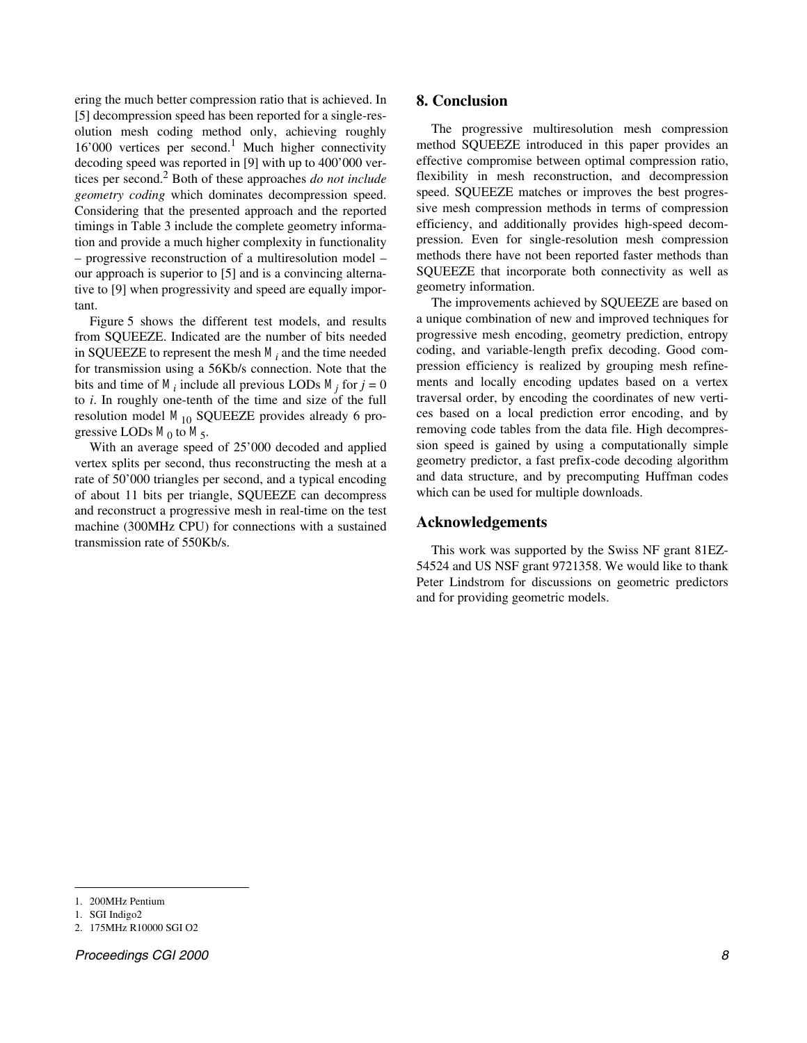ering the much better compression ratio that is achieved. In [5] decompression speed has been reported for a single-resolution mesh coding method only, achieving roughly 16'000 vertices per second.[1] Much higher connectivity decoding speed was reported in [9] with up to 400'000 vertices per second.[2] Both of these approaches *do not include geometry coding* which dominates decompression speed. Considering that the presented approach and the reported timings in Table 3 include the complete geometry information and provide a much higher complexity in functionality – progressive reconstruction of a multiresolution model – our approach is superior to [5] and is a convincing alternative to [9] when progressivity and speed are equally important.

Figure 5 shows the different test models, and results from SQUEEZE. Indicated are the number of bits needed in SQUEEZE to represent the mesh $M_i$ and the time needed for transmission using a 56Kb/s connection. Note that the bits and time of $M_i$ include all previous LODs $M_j$ for $j = 0$ to $i$. In roughly one-tenth of the time and size of the full resolution model $M_{10}$ SQUEEZE provides already 6 progressive LODs $M_0$ to $M_5$.

With an average speed of 25'000 decoded and applied vertex splits per second, thus reconstructing the mesh at a rate of 50'000 triangles per second, and a typical encoding of about 11 bits per triangle, SQUEEZE can decompress and reconstruct a progressive mesh in real-time on the test machine (300MHz CPU) for connections with a sustained transmission rate of 550Kb/s.

## 8. Conclusion

The progressive multiresolution mesh compression method SQUEEZE introduced in this paper provides an effective compromise between optimal compression ratio, flexibility in mesh reconstruction, and decompression speed. SQUEEZE matches or improves the best progressive mesh compression methods in terms of compression efficiency, and additionally provides high-speed decompression. Even for single-resolution mesh compression methods there have not been reported faster methods than SQUEEZE that incorporate both connectivity as well as geometry information.

The improvements achieved by SQUEEZE are based on a unique combination of new and improved techniques for progressive mesh encoding, geometry prediction, entropy coding, and variable-length prefix decoding. Good compression efficiency is realized by grouping mesh refinements and locally encoding updates based on a vertex traversal order, by encoding the coordinates of new vertices based on a local prediction error encoding, and by removing code tables from the data file. High decompression speed is gained by using a computationally simple geometry predictor, a fast prefix-code decoding algorithm and data structure, and by precomputing Huffman codes which can be used for multiple downloads.

## Acknowledgements

This work was supported by the Swiss NF grant 81EZ-54524 and US NSF grant 9721358. We would like to thank Peter Lindstrom for discussions on geometric predictors and for providing geometric models.

---

1. 200MHz Pentium
1. SGI Indigo2
2. 175MHz R10000 SGI O2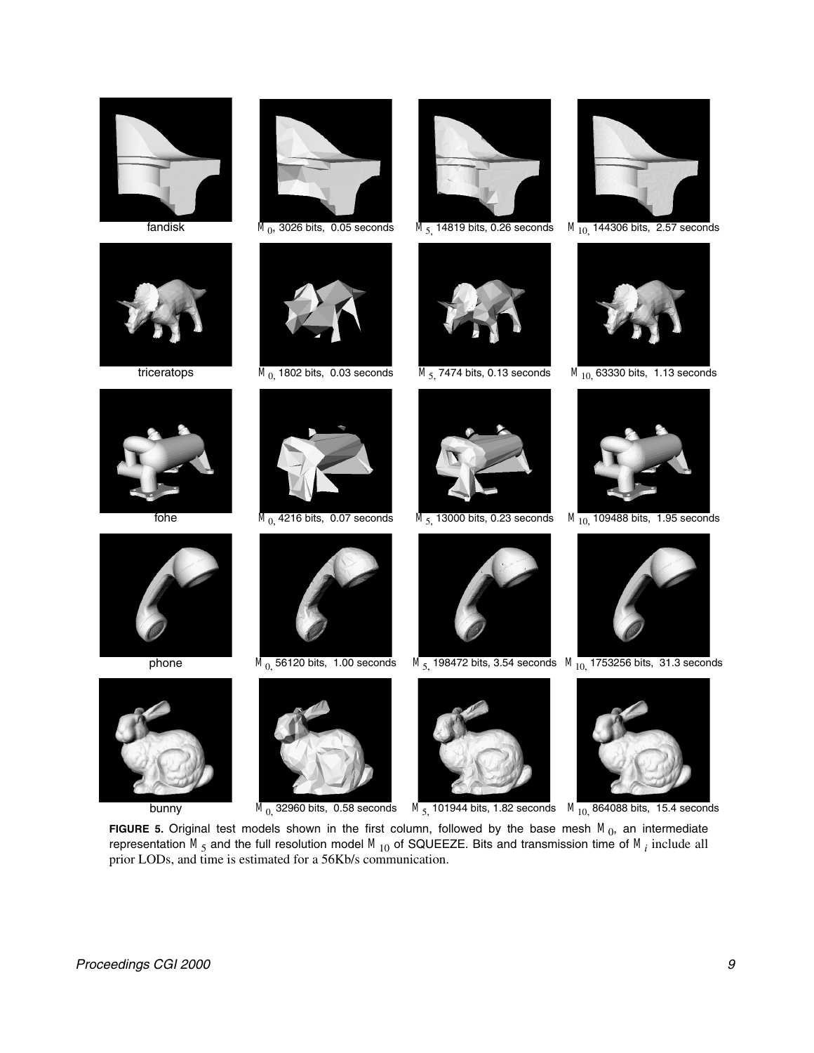fandisk

$M_0$, 3026 bits, 0.05 seconds

$M_5$, 14819 bits, 0.26 seconds

$M_{10}$, 144306 bits, 2.57 seconds

triceratops

$M_0$, 1802 bits, 0.03 seconds

$M_5$, 7474 bits, 0.13 seconds

$M_{10}$, 63330 bits, 1.13 seconds

fohe

$M_0$, 4216 bits, 0.07 seconds

$M_5$, 13000 bits, 0.23 seconds

$M_{10}$, 109488 bits, 1.95 seconds

phone

$M_0$, 56120 bits, 1.00 seconds

$M_5$, 198472 bits, 3.54 seconds

$M_{10}$, 1753256 bits, 31.3 seconds

bunny

$M_0$, 32960 bits, 0.58 seconds

$M_5$, 101944 bits, 1.82 seconds

$M_{10}$, 864088 bits, 15.4 seconds

**FIGURE 5.** Original test models shown in the first column, followed by the base mesh $M_0$, an intermediate representation $M_5$ and the full resolution model $M_{10}$ of SQUEEZE. Bits and transmission time of $M_i$ include all prior LODs, and time is estimated for a 56Kb/s communication.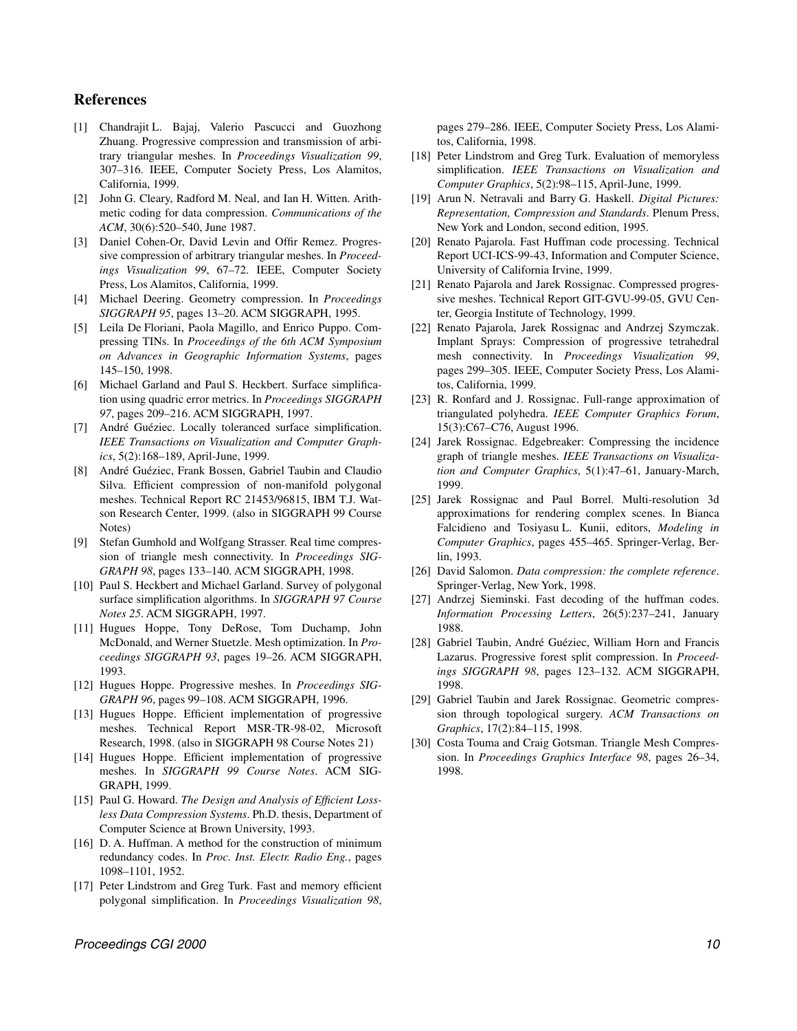## References

[1] Chandrajit L. Bajaj, Valerio Pascucci and Guozhong Zhuang. Progressive compression and transmission of arbitrary triangular meshes. In *Proceedings Visualization 99*, 307–316. IEEE, Computer Society Press, Los Alamitos, California, 1999.

[2] John G. Cleary, Radford M. Neal, and Ian H. Witten. Arithmetic coding for data compression. *Communications of the ACM*, 30(6):520–540, June 1987.

[3] Daniel Cohen-Or, David Levin and Offir Remez. Progressive compression of arbitrary triangular meshes. In *Proceedings Visualization 99*, 67–72. IEEE, Computer Society Press, Los Alamitos, California, 1999.

[4] Michael Deering. Geometry compression. In *Proceedings SIGGRAPH 95*, pages 13–20. ACM SIGGRAPH, 1995.

[5] Leila De Floriani, Paola Magillo, and Enrico Puppo. Compressing TINs. In *Proceedings of the 6th ACM Symposium on Advances in Geographic Information Systems*, pages 145–150, 1998.

[6] Michael Garland and Paul S. Heckbert. Surface simplification using quadric error metrics. In *Proceedings SIGGRAPH 97*, pages 209–216. ACM SIGGRAPH, 1997.

[7] André Guéziec. Locally toleranced surface simplification. *IEEE Transactions on Visualization and Computer Graphics*, 5(2):168–189, April-June, 1999.

[8] André Guéziec, Frank Bossen, Gabriel Taubin and Claudio Silva. Efficient compression of non-manifold polygonal meshes. Technical Report RC 21453/96815, IBM T.J. Watson Research Center, 1999. (also in SIGGRAPH 99 Course Notes)

[9] Stefan Gumhold and Wolfgang Strasser. Real time compression of triangle mesh connectivity. In *Proceedings SIGGRAPH 98*, pages 133–140. ACM SIGGRAPH, 1998.

[10] Paul S. Heckbert and Michael Garland. Survey of polygonal surface simplification algorithms. In *SIGGRAPH 97 Course Notes 25*. ACM SIGGRAPH, 1997.

[11] Hugues Hoppe, Tony DeRose, Tom Duchamp, John McDonald, and Werner Stuetzle. Mesh optimization. In *Proceedings SIGGRAPH 93*, pages 19–26. ACM SIGGRAPH, 1993.

[12] Hugues Hoppe. Progressive meshes. In *Proceedings SIGGRAPH 96*, pages 99–108. ACM SIGGRAPH, 1996.

[13] Hugues Hoppe. Efficient implementation of progressive meshes. Technical Report MSR-TR-98-02, Microsoft Research, 1998. (also in SIGGRAPH 98 Course Notes 21)

[14] Hugues Hoppe. Efficient implementation of progressive meshes. In *SIGGRAPH 99 Course Notes*. ACM SIGGRAPH, 1999.

[15] Paul G. Howard. *The Design and Analysis of Efficient Lossless Data Compression Systems*. Ph.D. thesis, Department of Computer Science at Brown University, 1993.

[16] D. A. Huffman. A method for the construction of minimum redundancy codes. In *Proc. Inst. Electr. Radio Eng.*, pages 1098–1101, 1952.

[17] Peter Lindstrom and Greg Turk. Fast and memory efficient polygonal simplification. In *Proceedings Visualization 98*, pages 279–286. IEEE, Computer Society Press, Los Alamitos, California, 1998.

[18] Peter Lindstrom and Greg Turk. Evaluation of memoryless simplification. *IEEE Transactions on Visualization and Computer Graphics*, 5(2):98–115, April-June, 1999.

[19] Arun N. Netravali and Barry G. Haskell. *Digital Pictures: Representation, Compression and Standards*. Plenum Press, New York and London, second edition, 1995.

[20] Renato Pajarola. Fast Huffman code processing. Technical Report UCI-ICS-99-43, Information and Computer Science, University of California Irvine, 1999.

[21] Renato Pajarola and Jarek Rossignac. Compressed progressive meshes. Technical Report GIT-GVU-99-05, GVU Center, Georgia Institute of Technology, 1999.

[22] Renato Pajarola, Jarek Rossignac and Andrzej Szymczak. Implant Sprays: Compression of progressive tetrahedral mesh connectivity. In *Proceedings Visualization 99*, pages 299–305. IEEE, Computer Society Press, Los Alamitos, California, 1999.

[23] R. Ronfard and J. Rossignac. Full-range approximation of triangulated polyhedra. *IEEE Computer Graphics Forum*, 15(3):C67–C76, August 1996.

[24] Jarek Rossignac. Edgebreaker: Compressing the incidence graph of triangle meshes. *IEEE Transactions on Visualization and Computer Graphics*, 5(1):47–61, January-March, 1999.

[25] Jarek Rossignac and Paul Borrel. Multi-resolution 3d approximations for rendering complex scenes. In Bianca Falcidieno and Tosiyasu L. Kunii, editors, *Modeling in Computer Graphics*, pages 455–465. Springer-Verlag, Berlin, 1993.

[26] David Salomon. *Data compression: the complete reference*. Springer-Verlag, New York, 1998.

[27] Andrzej Sieminski. Fast decoding of the huffman codes. *Information Processing Letters*, 26(5):237–241, January 1988.

[28] Gabriel Taubin, André Guéziec, William Horn and Francis Lazarus. Progressive forest split compression. In *Proceedings SIGGRAPH 98*, pages 123–132. ACM SIGGRAPH, 1998.

[29] Gabriel Taubin and Jarek Rossignac. Geometric compression through topological surgery. *ACM Transactions on Graphics*, 17(2):84–115, 1998.

[30] Costa Touma and Craig Gotsman. Triangle Mesh Compression. In *Proceedings Graphics Interface 98*, pages 26–34, 1998.